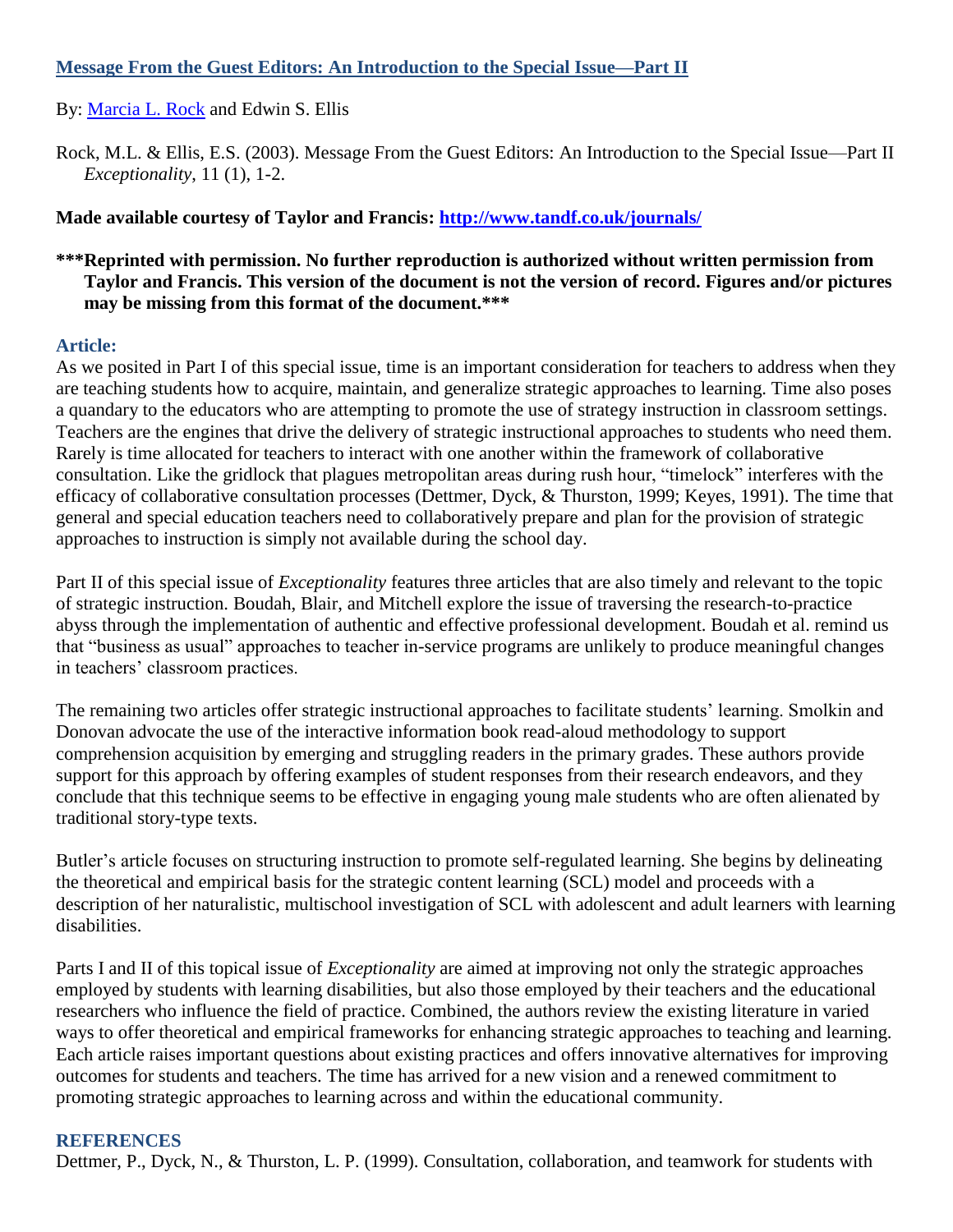## [Message From the Guest Editors: An Introduction to the Special Issue—Part II](#)

By: [Marcia L. Rock](#) and Edwin S. Ellis

Rock, M.L. & Ellis, E.S. (2003). Message From the Guest Editors: An Introduction to the Special Issue—Part II *Exceptionality*, 11 (1), 1-2.

**Made available courtesy of Taylor and Francis: [http://www.tandf.co.uk/journals/](http://www.tandf.co.uk/journals/)**

**\*\*\*Reprinted with permission. No further reproduction is authorized without written permission from Taylor and Francis. This version of the document is not the version of record. Figures and/or pictures may be missing from this format of the document.\*\*\***

### Article:

As we posited in Part I of this special issue, time is an important consideration for teachers to address when they are teaching students how to acquire, maintain, and generalize strategic approaches to learning. Time also poses a quandary to the educators who are attempting to promote the use of strategy instruction in classroom settings. Teachers are the engines that drive the delivery of strategic instructional approaches to students who need them. Rarely is time allocated for teachers to interact with one another within the framework of collaborative consultation. Like the gridlock that plagues metropolitan areas during rush hour, "timelock" interferes with the efficacy of collaborative consultation processes (Dettmer, Dyck, & Thurston, 1999; Keyes, 1991). The time that general and special education teachers need to collaboratively prepare and plan for the provision of strategic approaches to instruction is simply not available during the school day.

Part II of this special issue of *Exceptionality* features three articles that are also timely and relevant to the topic of strategic instruction. Boudah, Blair, and Mitchell explore the issue of traversing the research-to-practice abyss through the implementation of authentic and effective professional development. Boudah et al. remind us that "business as usual" approaches to teacher in-service programs are unlikely to produce meaningful changes in teachers' classroom practices.

The remaining two articles offer strategic instructional approaches to facilitate students' learning. Smolkin and Donovan advocate the use of the interactive information book read-aloud methodology to support comprehension acquisition by emerging and struggling readers in the primary grades. These authors provide support for this approach by offering examples of student responses from their research endeavors, and they conclude that this technique seems to be effective in engaging young male students who are often alienated by traditional story-type texts.

Butler's article focuses on structuring instruction to promote self-regulated learning. She begins by delineating the theoretical and empirical basis for the strategic content learning (SCL) model and proceeds with a description of her naturalistic, multischool investigation of SCL with adolescent and adult learners with learning disabilities.

Parts I and II of this topical issue of *Exceptionality* are aimed at improving not only the strategic approaches employed by students with learning disabilities, but also those employed by their teachers and the educational researchers who influence the field of practice. Combined, the authors review the existing literature in varied ways to offer theoretical and empirical frameworks for enhancing strategic approaches to teaching and learning. Each article raises important questions about existing practices and offers innovative alternatives for improving outcomes for students and teachers. The time has arrived for a new vision and a renewed commitment to promoting strategic approaches to learning across and within the educational community.

### REFERENCES

Dettmer, P., Dyck, N., & Thurston, L. P. (1999). Consultation, collaboration, and teamwork for students with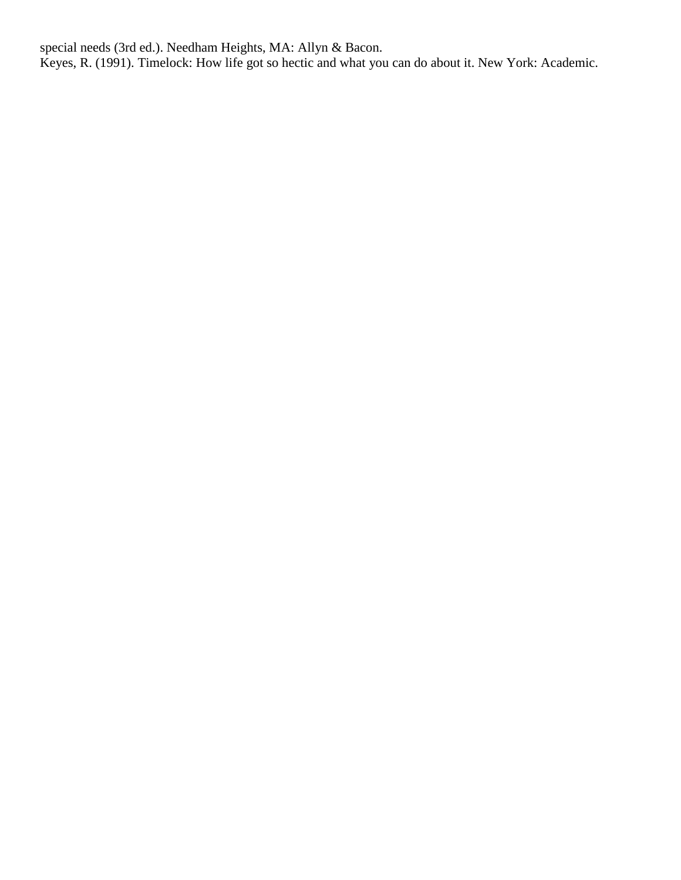special needs (3rd ed.). Needham Heights, MA: Allyn & Bacon.

Keyes, R. (1991). Timelock: How life got so hectic and what you can do about it. New York: Academic.